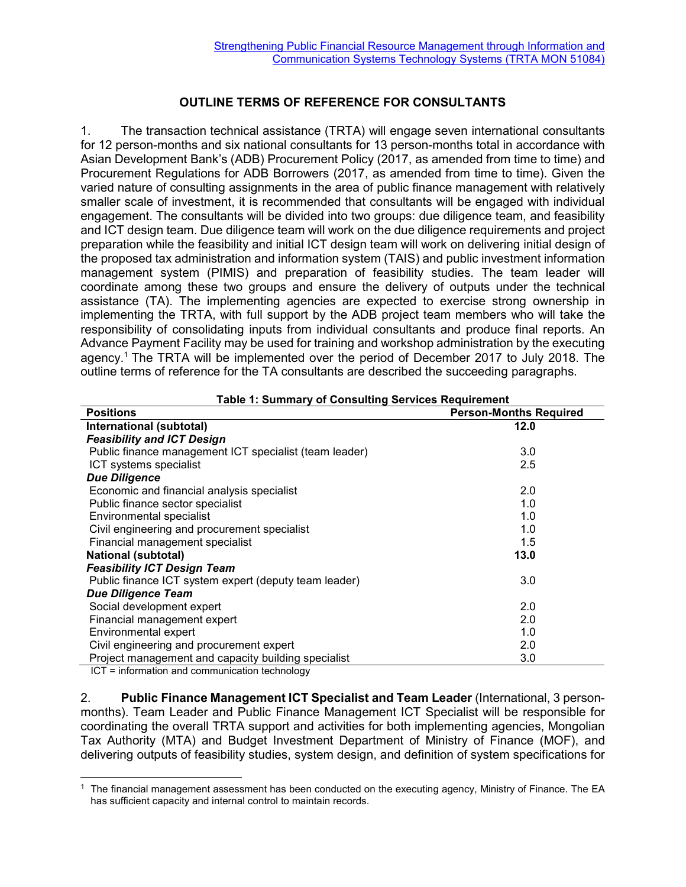# OUTLINE TERMS OF REFERENCE FOR CONSULTANTS

1. The transaction technical assistance (TRTA) will engage seven international consultants for 12 person-months and six national consultants for 13 person-months total in accordance with Asian Development Bank's (ADB) Procurement Policy (2017, as amended from time to time) and Procurement Regulations for ADB Borrowers (2017, as amended from time to time). Given the varied nature of consulting assignments in the area of public finance management with relatively smaller scale of investment, it is recommended that consultants will be engaged with individual engagement. The consultants will be divided into two groups: due diligence team, and feasibility and ICT design team. Due diligence team will work on the due diligence requirements and project preparation while the feasibility and initial ICT design team will work on delivering initial design of the proposed tax administration and information system (TAIS) and public investment information management system (PIMIS) and preparation of feasibility studies. The team leader will coordinate among these two groups and ensure the delivery of outputs under the technical assistance (TA). The implementing agencies are expected to exercise strong ownership in implementing the TRTA, with full support by the ADB project team members who will take the responsibility of consolidating inputs from individual consultants and produce final reports. An Advance Payment Facility may be used for training and workshop administration by the executing agency.[1] The TRTA will be implemented over the period of December 2017 to July 2018. The outline terms of reference for the TA consultants are described the succeeding paragraphs.

**Table 1: Summary of Consulting Services Requirement**

| Positions | Person-Months Required |
|---|---|
| **International (subtotal)** | **12.0** |
| ***Feasibility and ICT Design*** | |
| Public finance management ICT specialist (team leader) | 3.0 |
| ICT systems specialist | 2.5 |
| ***Due Diligence*** | |
| Economic and financial analysis specialist | 2.0 |
| Public finance sector specialist | 1.0 |
| Environmental specialist | 1.0 |
| Civil engineering and procurement specialist | 1.0 |
| Financial management specialist | 1.5 |
| **National (subtotal)** | **13.0** |
| ***Feasibility ICT Design Team*** | |
| Public finance ICT system expert (deputy team leader) | 3.0 |
| ***Due Diligence Team*** | |
| Social development expert | 2.0 |
| Financial management expert | 2.0 |
| Environmental expert | 1.0 |
| Civil engineering and procurement expert | 2.0 |
| Project management and capacity building specialist | 3.0 |

ICT = information and communication technology

2. **Public Finance Management ICT Specialist and Team Leader** (International, 3 person-months). Team Leader and Public Finance Management ICT Specialist will be responsible for coordinating the overall TRTA support and activities for both implementing agencies, Mongolian Tax Authority (MTA) and Budget Investment Department of Ministry of Finance (MOF), and delivering outputs of feasibility studies, system design, and definition of system specifications for

[1] The financial management assessment has been conducted on the executing agency, Ministry of Finance. The EA has sufficient capacity and internal control to maintain records.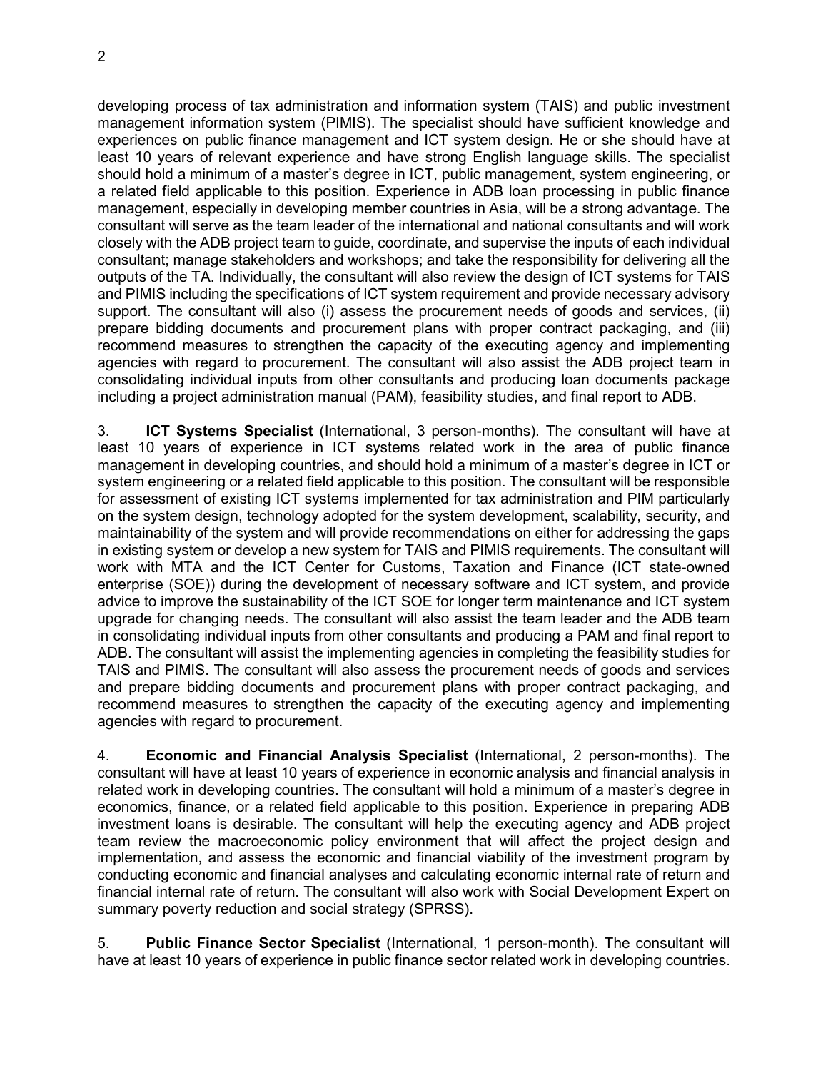developing process of tax administration and information system (TAIS) and public investment management information system (PIMIS). The specialist should have sufficient knowledge and experiences on public finance management and ICT system design. He or she should have at least 10 years of relevant experience and have strong English language skills. The specialist should hold a minimum of a master's degree in ICT, public management, system engineering, or a related field applicable to this position. Experience in ADB loan processing in public finance management, especially in developing member countries in Asia, will be a strong advantage. The consultant will serve as the team leader of the international and national consultants and will work closely with the ADB project team to guide, coordinate, and supervise the inputs of each individual consultant; manage stakeholders and workshops; and take the responsibility for delivering all the outputs of the TA. Individually, the consultant will also review the design of ICT systems for TAIS and PIMIS including the specifications of ICT system requirement and provide necessary advisory support. The consultant will also (i) assess the procurement needs of goods and services, (ii) prepare bidding documents and procurement plans with proper contract packaging, and (iii) recommend measures to strengthen the capacity of the executing agency and implementing agencies with regard to procurement. The consultant will also assist the ADB project team in consolidating individual inputs from other consultants and producing loan documents package including a project administration manual (PAM), feasibility studies, and final report to ADB.

3. **ICT Systems Specialist** (International, 3 person-months). The consultant will have at least 10 years of experience in ICT systems related work in the area of public finance management in developing countries, and should hold a minimum of a master's degree in ICT or system engineering or a related field applicable to this position. The consultant will be responsible for assessment of existing ICT systems implemented for tax administration and PIM particularly on the system design, technology adopted for the system development, scalability, security, and maintainability of the system and will provide recommendations on either for addressing the gaps in existing system or develop a new system for TAIS and PIMIS requirements. The consultant will work with MTA and the ICT Center for Customs, Taxation and Finance (ICT state-owned enterprise (SOE)) during the development of necessary software and ICT system, and provide advice to improve the sustainability of the ICT SOE for longer term maintenance and ICT system upgrade for changing needs. The consultant will also assist the team leader and the ADB team in consolidating individual inputs from other consultants and producing a PAM and final report to ADB. The consultant will assist the implementing agencies in completing the feasibility studies for TAIS and PIMIS. The consultant will also assess the procurement needs of goods and services and prepare bidding documents and procurement plans with proper contract packaging, and recommend measures to strengthen the capacity of the executing agency and implementing agencies with regard to procurement.

4. **Economic and Financial Analysis Specialist** (International, 2 person-months). The consultant will have at least 10 years of experience in economic analysis and financial analysis in related work in developing countries. The consultant will hold a minimum of a master's degree in economics, finance, or a related field applicable to this position. Experience in preparing ADB investment loans is desirable. The consultant will help the executing agency and ADB project team review the macroeconomic policy environment that will affect the project design and implementation, and assess the economic and financial viability of the investment program by conducting economic and financial analyses and calculating economic internal rate of return and financial internal rate of return. The consultant will also work with Social Development Expert on summary poverty reduction and social strategy (SPRSS).

5. **Public Finance Sector Specialist** (International, 1 person-month). The consultant will have at least 10 years of experience in public finance sector related work in developing countries.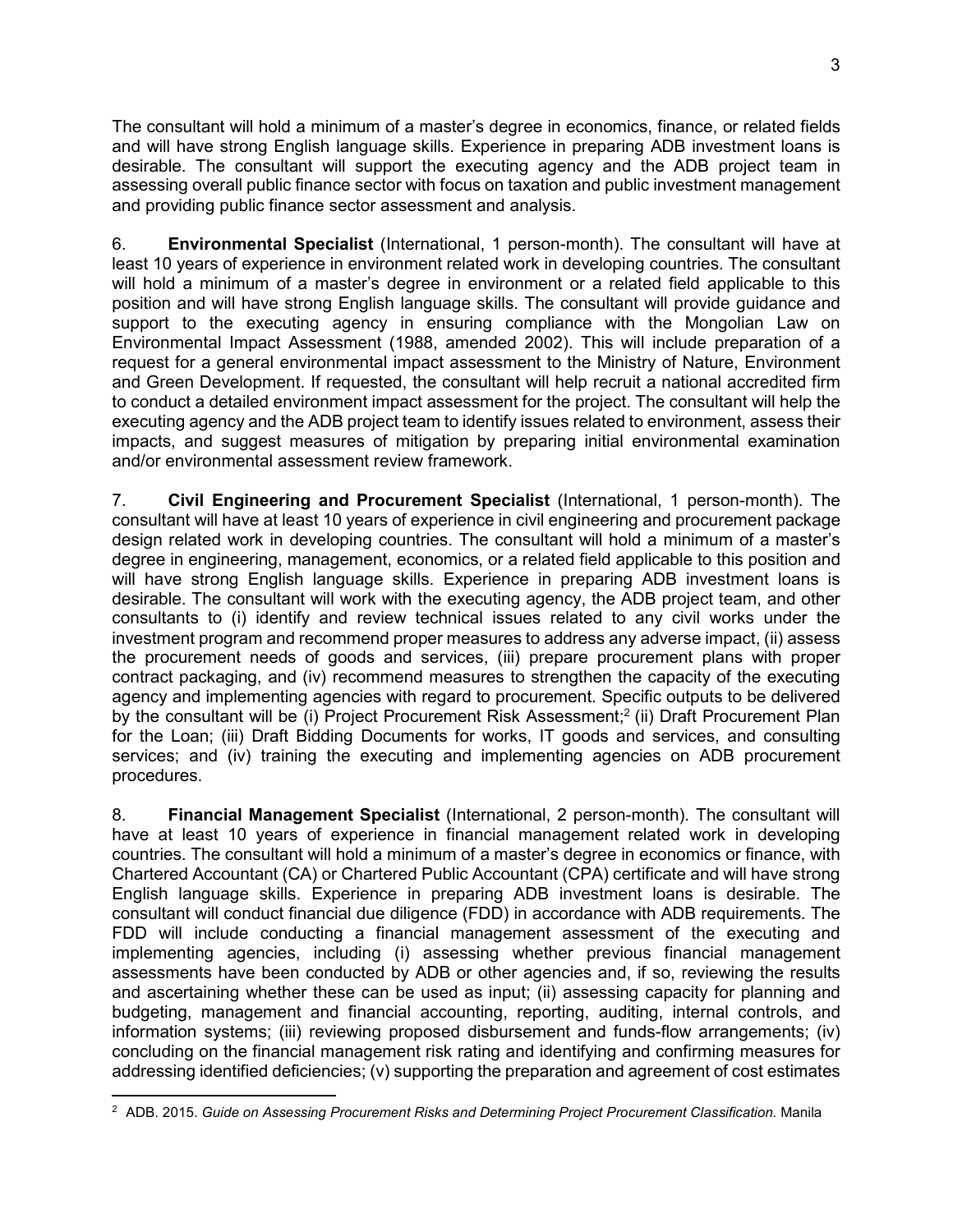The consultant will hold a minimum of a master's degree in economics, finance, or related fields and will have strong English language skills. Experience in preparing ADB investment loans is desirable. The consultant will support the executing agency and the ADB project team in assessing overall public finance sector with focus on taxation and public investment management and providing public finance sector assessment and analysis.

6. **Environmental Specialist** (International, 1 person-month). The consultant will have at least 10 years of experience in environment related work in developing countries. The consultant will hold a minimum of a master's degree in environment or a related field applicable to this position and will have strong English language skills. The consultant will provide guidance and support to the executing agency in ensuring compliance with the Mongolian Law on Environmental Impact Assessment (1988, amended 2002). This will include preparation of a request for a general environmental impact assessment to the Ministry of Nature, Environment and Green Development. If requested, the consultant will help recruit a national accredited firm to conduct a detailed environment impact assessment for the project. The consultant will help the executing agency and the ADB project team to identify issues related to environment, assess their impacts, and suggest measures of mitigation by preparing initial environmental examination and/or environmental assessment review framework.

7. **Civil Engineering and Procurement Specialist** (International, 1 person-month). The consultant will have at least 10 years of experience in civil engineering and procurement package design related work in developing countries. The consultant will hold a minimum of a master's degree in engineering, management, economics, or a related field applicable to this position and will have strong English language skills. Experience in preparing ADB investment loans is desirable. The consultant will work with the executing agency, the ADB project team, and other consultants to (i) identify and review technical issues related to any civil works under the investment program and recommend proper measures to address any adverse impact, (ii) assess the procurement needs of goods and services, (iii) prepare procurement plans with proper contract packaging, and (iv) recommend measures to strengthen the capacity of the executing agency and implementing agencies with regard to procurement. Specific outputs to be delivered by the consultant will be (i) Project Procurement Risk Assessment;[2] (ii) Draft Procurement Plan for the Loan; (iii) Draft Bidding Documents for works, IT goods and services, and consulting services; and (iv) training the executing and implementing agencies on ADB procurement procedures.

8. **Financial Management Specialist** (International, 2 person-month). The consultant will have at least 10 years of experience in financial management related work in developing countries. The consultant will hold a minimum of a master's degree in economics or finance, with Chartered Accountant (CA) or Chartered Public Accountant (CPA) certificate and will have strong English language skills. Experience in preparing ADB investment loans is desirable. The consultant will conduct financial due diligence (FDD) in accordance with ADB requirements. The FDD will include conducting a financial management assessment of the executing and implementing agencies, including (i) assessing whether previous financial management assessments have been conducted by ADB or other agencies and, if so, reviewing the results and ascertaining whether these can be used as input; (ii) assessing capacity for planning and budgeting, management and financial accounting, reporting, auditing, internal controls, and information systems; (iii) reviewing proposed disbursement and funds-flow arrangements; (iv) concluding on the financial management risk rating and identifying and confirming measures for addressing identified deficiencies; (v) supporting the preparation and agreement of cost estimates

[2] ADB. 2015. *Guide on Assessing Procurement Risks and Determining Project Procurement Classification.* Manila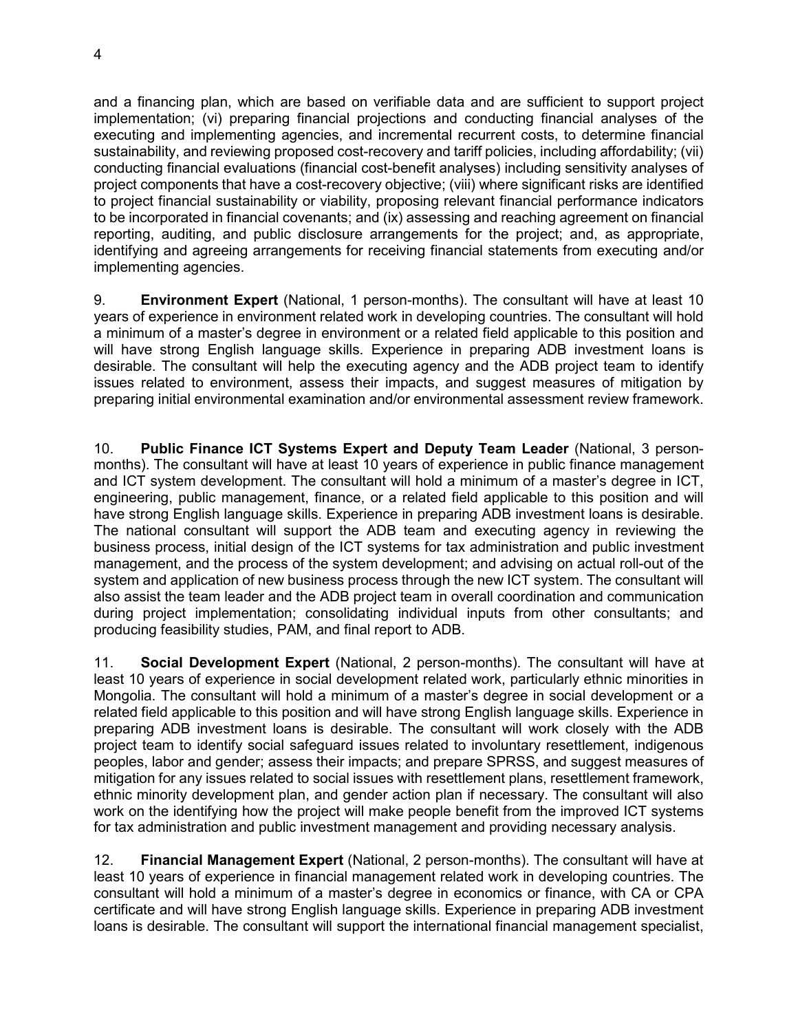and a financing plan, which are based on verifiable data and are sufficient to support project implementation; (vi) preparing financial projections and conducting financial analyses of the executing and implementing agencies, and incremental recurrent costs, to determine financial sustainability, and reviewing proposed cost-recovery and tariff policies, including affordability; (vii) conducting financial evaluations (financial cost-benefit analyses) including sensitivity analyses of project components that have a cost-recovery objective; (viii) where significant risks are identified to project financial sustainability or viability, proposing relevant financial performance indicators to be incorporated in financial covenants; and (ix) assessing and reaching agreement on financial reporting, auditing, and public disclosure arrangements for the project; and, as appropriate, identifying and agreeing arrangements for receiving financial statements from executing and/or implementing agencies.

9. **Environment Expert** (National, 1 person-months). The consultant will have at least 10 years of experience in environment related work in developing countries. The consultant will hold a minimum of a master's degree in environment or a related field applicable to this position and will have strong English language skills. Experience in preparing ADB investment loans is desirable. The consultant will help the executing agency and the ADB project team to identify issues related to environment, assess their impacts, and suggest measures of mitigation by preparing initial environmental examination and/or environmental assessment review framework.

10. **Public Finance ICT Systems Expert and Deputy Team Leader** (National, 3 person-months). The consultant will have at least 10 years of experience in public finance management and ICT system development. The consultant will hold a minimum of a master's degree in ICT, engineering, public management, finance, or a related field applicable to this position and will have strong English language skills. Experience in preparing ADB investment loans is desirable. The national consultant will support the ADB team and executing agency in reviewing the business process, initial design of the ICT systems for tax administration and public investment management, and the process of the system development; and advising on actual roll-out of the system and application of new business process through the new ICT system. The consultant will also assist the team leader and the ADB project team in overall coordination and communication during project implementation; consolidating individual inputs from other consultants; and producing feasibility studies, PAM, and final report to ADB.

11. **Social Development Expert** (National, 2 person-months). The consultant will have at least 10 years of experience in social development related work, particularly ethnic minorities in Mongolia. The consultant will hold a minimum of a master's degree in social development or a related field applicable to this position and will have strong English language skills. Experience in preparing ADB investment loans is desirable. The consultant will work closely with the ADB project team to identify social safeguard issues related to involuntary resettlement, indigenous peoples, labor and gender; assess their impacts; and prepare SPRSS, and suggest measures of mitigation for any issues related to social issues with resettlement plans, resettlement framework, ethnic minority development plan, and gender action plan if necessary. The consultant will also work on the identifying how the project will make people benefit from the improved ICT systems for tax administration and public investment management and providing necessary analysis.

12. **Financial Management Expert** (National, 2 person-months). The consultant will have at least 10 years of experience in financial management related work in developing countries. The consultant will hold a minimum of a master's degree in economics or finance, with CA or CPA certificate and will have strong English language skills. Experience in preparing ADB investment loans is desirable. The consultant will support the international financial management specialist,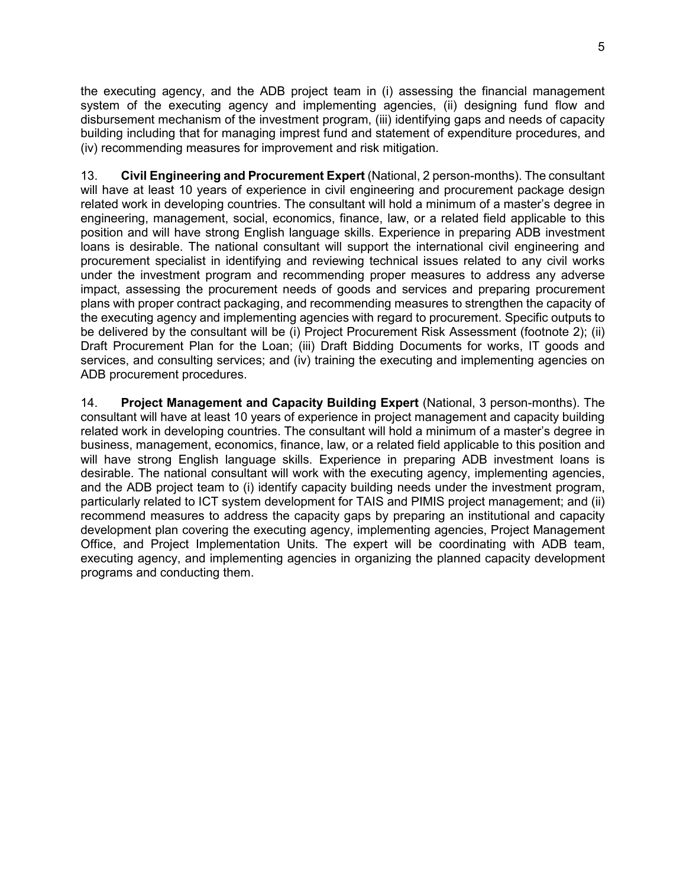the executing agency, and the ADB project team in (i) assessing the financial management system of the executing agency and implementing agencies, (ii) designing fund flow and disbursement mechanism of the investment program, (iii) identifying gaps and needs of capacity building including that for managing imprest fund and statement of expenditure procedures, and (iv) recommending measures for improvement and risk mitigation.

13. **Civil Engineering and Procurement Expert** (National, 2 person-months). The consultant will have at least 10 years of experience in civil engineering and procurement package design related work in developing countries. The consultant will hold a minimum of a master's degree in engineering, management, social, economics, finance, law, or a related field applicable to this position and will have strong English language skills. Experience in preparing ADB investment loans is desirable. The national consultant will support the international civil engineering and procurement specialist in identifying and reviewing technical issues related to any civil works under the investment program and recommending proper measures to address any adverse impact, assessing the procurement needs of goods and services and preparing procurement plans with proper contract packaging, and recommending measures to strengthen the capacity of the executing agency and implementing agencies with regard to procurement. Specific outputs to be delivered by the consultant will be (i) Project Procurement Risk Assessment (footnote 2); (ii) Draft Procurement Plan for the Loan; (iii) Draft Bidding Documents for works, IT goods and services, and consulting services; and (iv) training the executing and implementing agencies on ADB procurement procedures.

14. **Project Management and Capacity Building Expert** (National, 3 person-months). The consultant will have at least 10 years of experience in project management and capacity building related work in developing countries. The consultant will hold a minimum of a master's degree in business, management, economics, finance, law, or a related field applicable to this position and will have strong English language skills. Experience in preparing ADB investment loans is desirable. The national consultant will work with the executing agency, implementing agencies, and the ADB project team to (i) identify capacity building needs under the investment program, particularly related to ICT system development for TAIS and PIMIS project management; and (ii) recommend measures to address the capacity gaps by preparing an institutional and capacity development plan covering the executing agency, implementing agencies, Project Management Office, and Project Implementation Units. The expert will be coordinating with ADB team, executing agency, and implementing agencies in organizing the planned capacity development programs and conducting them.